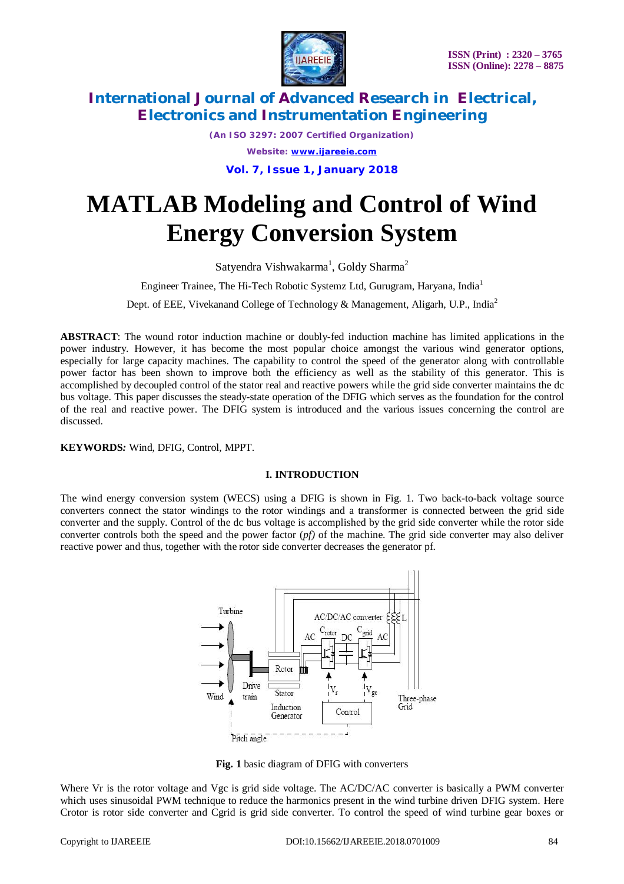# MATLAB Modeling and Control of Wind Energy Conversion System

Satyendra Vishwakarma[1], Goldy Sharma[2]

Engineer Trainee, The Hi-Tech Robotic Systemz Ltd, Gurugram, Haryana, India[1]

Dept. of EEE, Vivekanand College of Technology & Management, Aligarh, U.P., India[2]

**ABSTRACT**: The wound rotor induction machine or doubly-fed induction machine has limited applications in the power industry. However, it has become the most popular choice amongst the various wind generator options, especially for large capacity machines. The capability to control the speed of the generator along with controllable power factor has been shown to improve both the efficiency as well as the stability of this generator. This is accomplished by decoupled control of the stator real and reactive powers while the grid side converter maintains the dc bus voltage. This paper discusses the steady-state operation of the DFIG which serves as the foundation for the control of the real and reactive power. The DFIG system is introduced and the various issues concerning the control are discussed.

**KEYWORDS:** Wind, DFIG, Control, MPPT.

## I. INTRODUCTION

The wind energy conversion system (WECS) using a DFIG is shown in Fig. 1. Two back-to-back voltage source converters connect the stator windings to the rotor windings and a transformer is connected between the grid side converter and the supply. Control of the dc bus voltage is accomplished by the grid side converter while the rotor side converter controls both the speed and the power factor (*pf)* of the machine. The grid side converter may also deliver reactive power and thus, together with the rotor side converter decreases the generator pf.

**Fig. 1** basic diagram of DFIG with converters

Where Vr is the rotor voltage and Vgc is grid side voltage. The AC/DC/AC converter is basically a PWM converter which uses sinusoidal PWM technique to reduce the harmonics present in the wind turbine driven DFIG system. Here Crotor is rotor side converter and Cgrid is grid side converter. To control the speed of wind turbine gear boxes or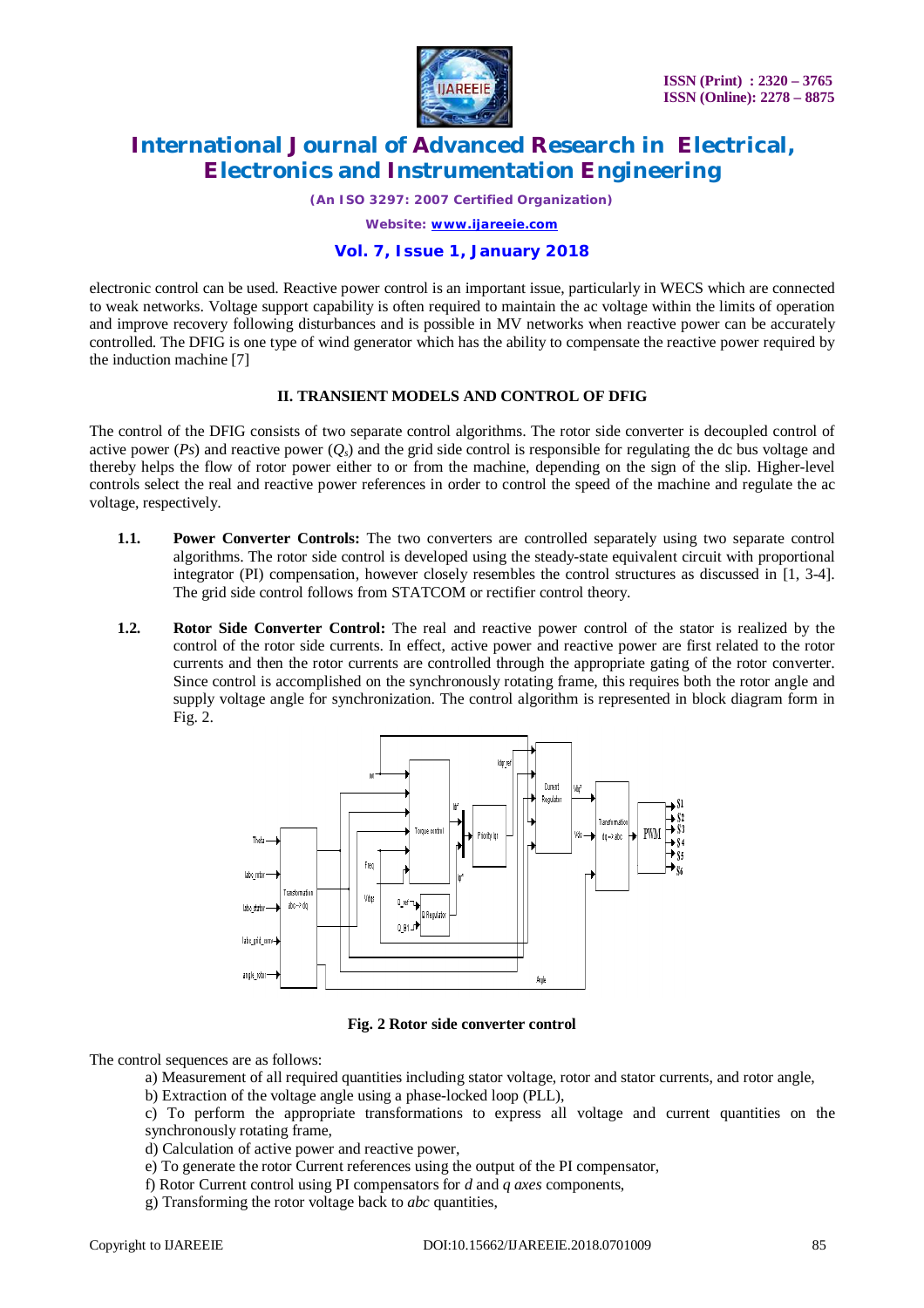electronic control can be used. Reactive power control is an important issue, particularly in WECS which are connected to weak networks. Voltage support capability is often required to maintain the ac voltage within the limits of operation and improve recovery following disturbances and is possible in MV networks when reactive power can be accurately controlled. The DFIG is one type of wind generator which has the ability to compensate the reactive power required by the induction machine [7]

## II. TRANSIENT MODELS AND CONTROL OF DFIG

The control of the DFIG consists of two separate control algorithms. The rotor side converter is decoupled control of active power ($Ps$) and reactive power ($Q_s$) and the grid side control is responsible for regulating the dc bus voltage and thereby helps the flow of rotor power either to or from the machine, depending on the sign of the slip. Higher-level controls select the real and reactive power references in order to control the speed of the machine and regulate the ac voltage, respectively.

**1.1. Power Converter Controls:** The two converters are controlled separately using two separate control algorithms. The rotor side control is developed using the steady-state equivalent circuit with proportional integrator (PI) compensation, however closely resembles the control structures as discussed in [1, 3-4]. The grid side control follows from STATCOM or rectifier control theory.

**1.2. Rotor Side Converter Control:** The real and reactive power control of the stator is realized by the control of the rotor side currents. In effect, active power and reactive power are first related to the rotor currents and then the rotor currents are controlled through the appropriate gating of the rotor converter. Since control is accomplished on the synchronously rotating frame, this requires both the rotor angle and supply voltage angle for synchronization. The control algorithm is represented in block diagram form in Fig. 2.

**Fig. 2 Rotor side converter control**

The control sequences are as follows:

a) Measurement of all required quantities including stator voltage, rotor and stator currents, and rotor angle,

b) Extraction of the voltage angle using a phase-locked loop (PLL),

c) To perform the appropriate transformations to express all voltage and current quantities on the synchronously rotating frame,

d) Calculation of active power and reactive power,

e) To generate the rotor Current references using the output of the PI compensator,

f) Rotor Current control using PI compensators for *d* and *q axes* components,

g) Transforming the rotor voltage back to *abc* quantities,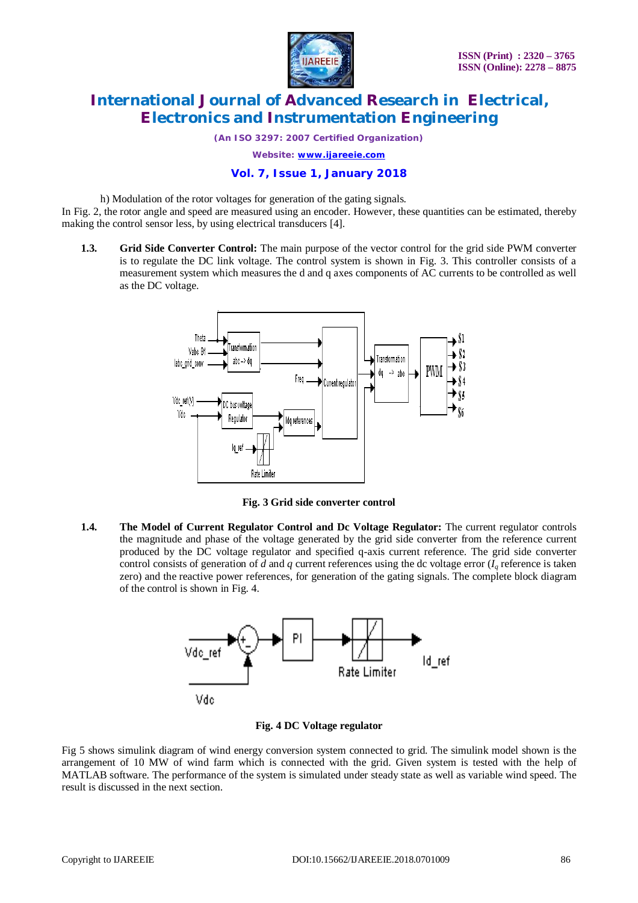h) Modulation of the rotor voltages for generation of the gating signals.

In Fig. 2, the rotor angle and speed are measured using an encoder. However, these quantities can be estimated, thereby making the control sensor less, by using electrical transducers [4].

**1.3. Grid Side Converter Control:** The main purpose of the vector control for the grid side PWM converter is to regulate the DC link voltage. The control system is shown in Fig. 3. This controller consists of a measurement system which measures the d and q axes components of AC currents to be controlled as well as the DC voltage.

**Fig. 3 Grid side converter control**

**1.4. The Model of Current Regulator Control and Dc Voltage Regulator:** The current regulator controls the magnitude and phase of the voltage generated by the grid side converter from the reference current produced by the DC voltage regulator and specified q-axis current reference. The grid side converter control consists of generation of *d* and *q* current references using the dc voltage error ($I_q$ reference is taken zero) and the reactive power references, for generation of the gating signals. The complete block diagram of the control is shown in Fig. 4.

**Fig. 4 DC Voltage regulator**

Fig 5 shows simulink diagram of wind energy conversion system connected to grid. The simulink model shown is the arrangement of 10 MW of wind farm which is connected with the grid. Given system is tested with the help of MATLAB software. The performance of the system is simulated under steady state as well as variable wind speed. The result is discussed in the next section.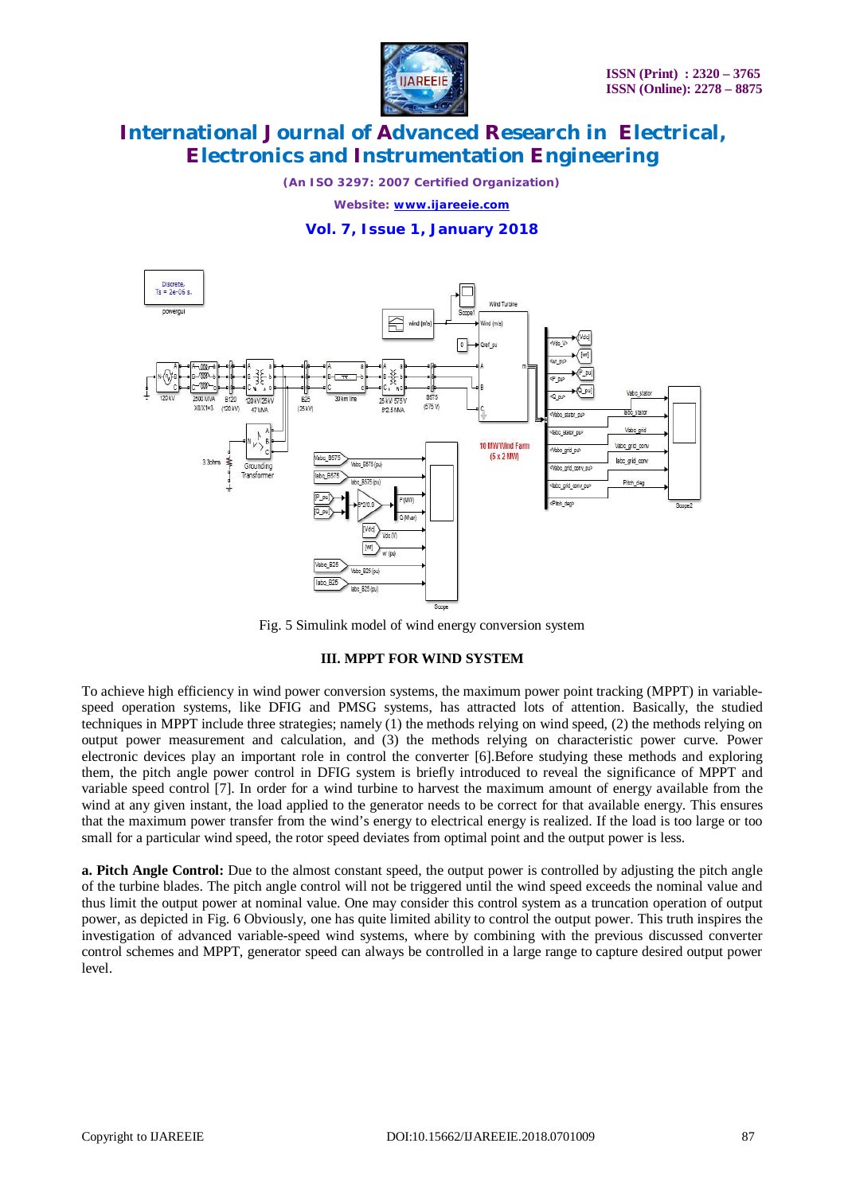Fig. 5 Simulink model of wind energy conversion system

### III. MPPT FOR WIND SYSTEM

To achieve high efficiency in wind power conversion systems, the maximum power point tracking (MPPT) in variable-speed operation systems, like DFIG and PMSG systems, has attracted lots of attention. Basically, the studied techniques in MPPT include three strategies; namely (1) the methods relying on wind speed, (2) the methods relying on output power measurement and calculation, and (3) the methods relying on characteristic power curve. Power electronic devices play an important role in control the converter [6].Before studying these methods and exploring them, the pitch angle power control in DFIG system is briefly introduced to reveal the significance of MPPT and variable speed control [7]. In order for a wind turbine to harvest the maximum amount of energy available from the wind at any given instant, the load applied to the generator needs to be correct for that available energy. This ensures that the maximum power transfer from the wind's energy to electrical energy is realized. If the load is too large or too small for a particular wind speed, the rotor speed deviates from optimal point and the output power is less.

**a. Pitch Angle Control:** Due to the almost constant speed, the output power is controlled by adjusting the pitch angle of the turbine blades. The pitch angle control will not be triggered until the wind speed exceeds the nominal value and thus limit the output power at nominal value. One may consider this control system as a truncation operation of output power, as depicted in Fig. 6 Obviously, one has quite limited ability to control the output power. This truth inspires the investigation of advanced variable-speed wind systems, where by combining with the previous discussed converter control schemes and MPPT, generator speed can always be controlled in a large range to capture desired output power level.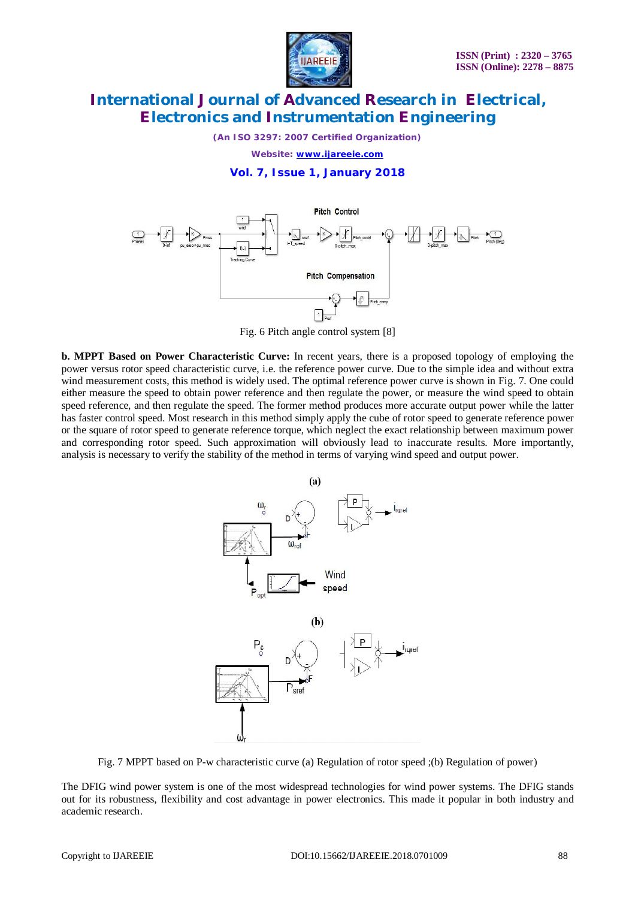Fig. 6 Pitch angle control system [8]

**b. MPPT Based on Power Characteristic Curve:** In recent years, there is a proposed topology of employing the power versus rotor speed characteristic curve, i.e. the reference power curve. Due to the simple idea and without extra wind measurement costs, this method is widely used. The optimal reference power curve is shown in Fig. 7. One could either measure the speed to obtain power reference and then regulate the power, or measure the wind speed to obtain speed reference, and then regulate the speed. The former method produces more accurate output power while the latter has faster control speed. Most research in this method simply apply the cube of rotor speed to generate reference power or the square of rotor speed to generate reference torque, which neglect the exact relationship between maximum power and corresponding rotor speed. Such approximation will obviously lead to inaccurate results. More importantly, analysis is necessary to verify the stability of the method in terms of varying wind speed and output power.

Fig. 7 MPPT based on P-w characteristic curve (a) Regulation of rotor speed ;(b) Regulation of power)

The DFIG wind power system is one of the most widespread technologies for wind power systems. The DFIG stands out for its robustness, flexibility and cost advantage in power electronics. This made it popular in both industry and academic research.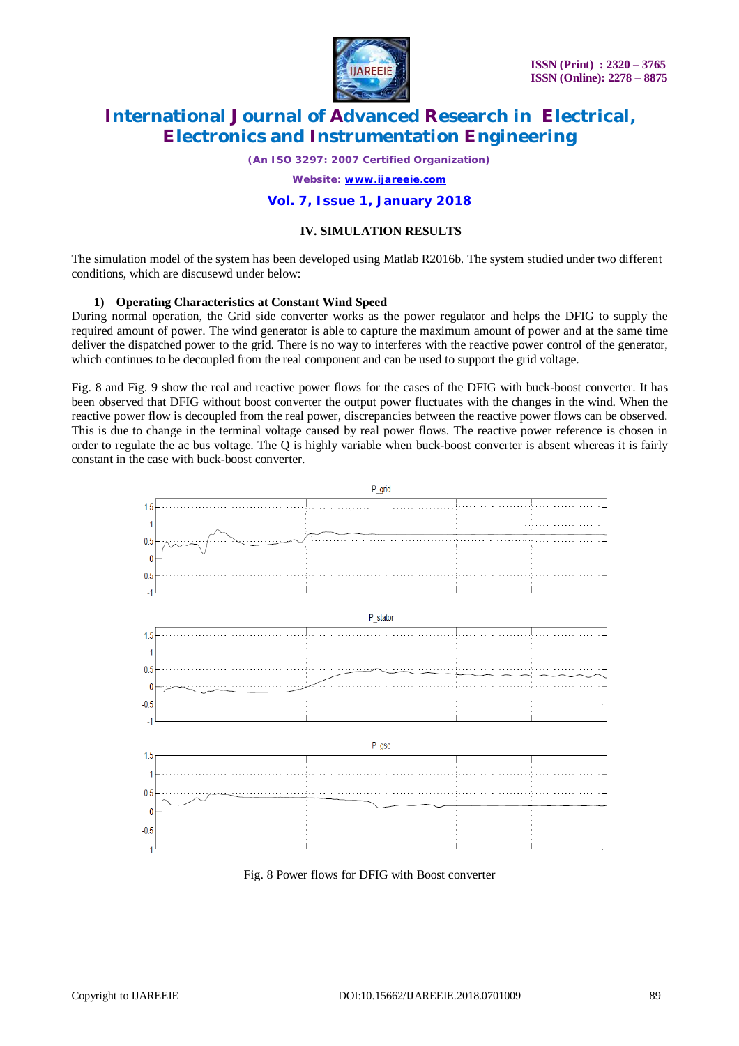## IV. SIMULATION RESULTS

The simulation model of the system has been developed using Matlab R2016b. The system studied under two different conditions, which are discusewd under below:

### 1) Operating Characteristics at Constant Wind Speed

During normal operation, the Grid side converter works as the power regulator and helps the DFIG to supply the required amount of power. The wind generator is able to capture the maximum amount of power and at the same time deliver the dispatched power to the grid. There is no way to interferes with the reactive power control of the generator, which continues to be decoupled from the real component and can be used to support the grid voltage.

Fig. 8 and Fig. 9 show the real and reactive power flows for the cases of the DFIG with buck-boost converter. It has been observed that DFIG without boost converter the output power fluctuates with the changes in the wind. When the reactive power flow is decoupled from the real power, discrepancies between the reactive power flows can be observed. This is due to change in the terminal voltage caused by real power flows. The reactive power reference is chosen in order to regulate the ac bus voltage. The Q is highly variable when buck-boost converter is absent whereas it is fairly constant in the case with buck-boost converter.

Fig. 8 Power flows for DFIG with Boost converter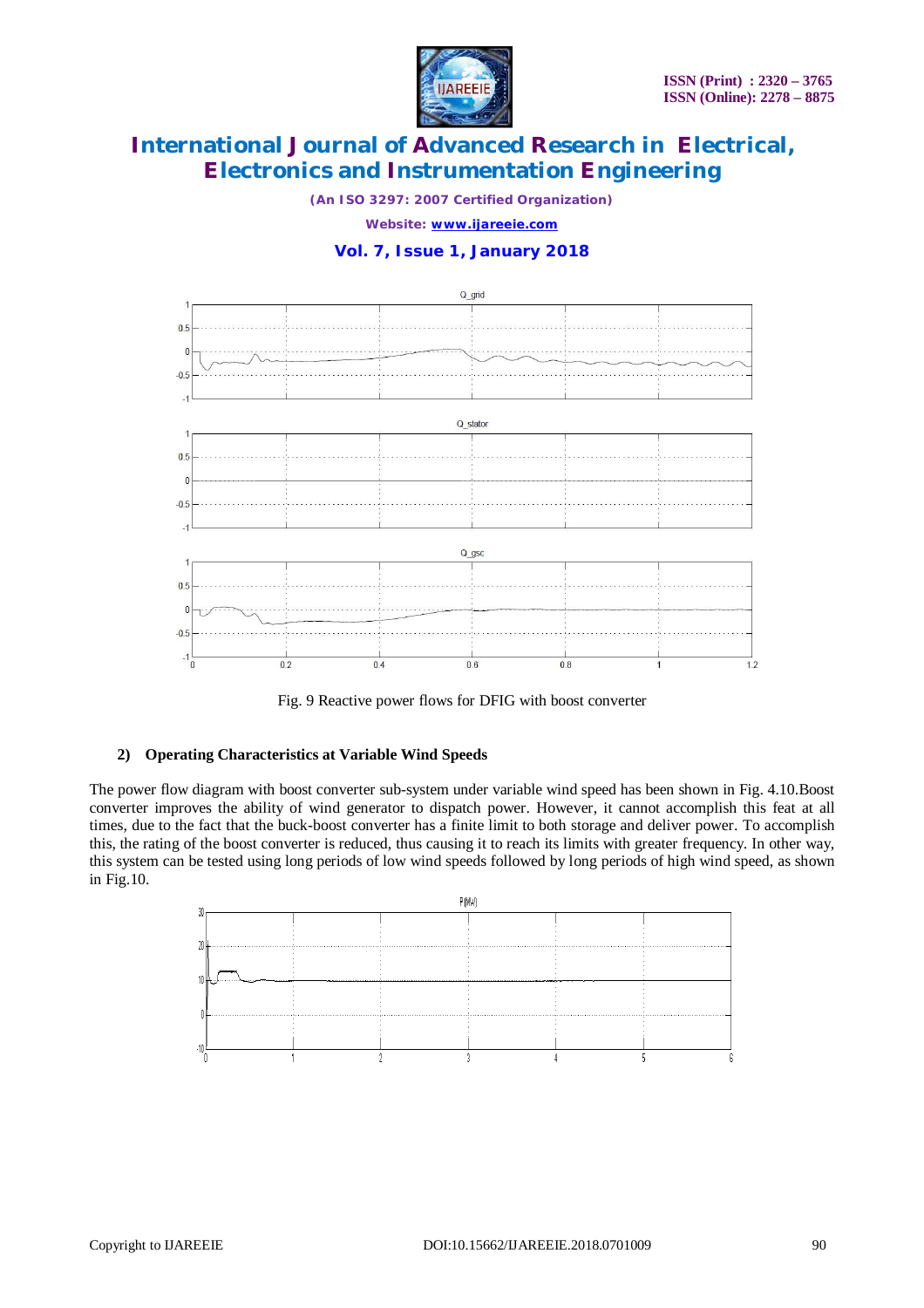Fig. 9 Reactive power flows for DFIG with boost converter

### 2) Operating Characteristics at Variable Wind Speeds

The power flow diagram with boost converter sub-system under variable wind speed has been shown in Fig. 4.10.Boost converter improves the ability of wind generator to dispatch power. However, it cannot accomplish this feat at all times, due to the fact that the buck-boost converter has a finite limit to both storage and deliver power. To accomplish this, the rating of the boost converter is reduced, thus causing it to reach its limits with greater frequency. In other way, this system can be tested using long periods of low wind speeds followed by long periods of high wind speed, as shown in Fig.10.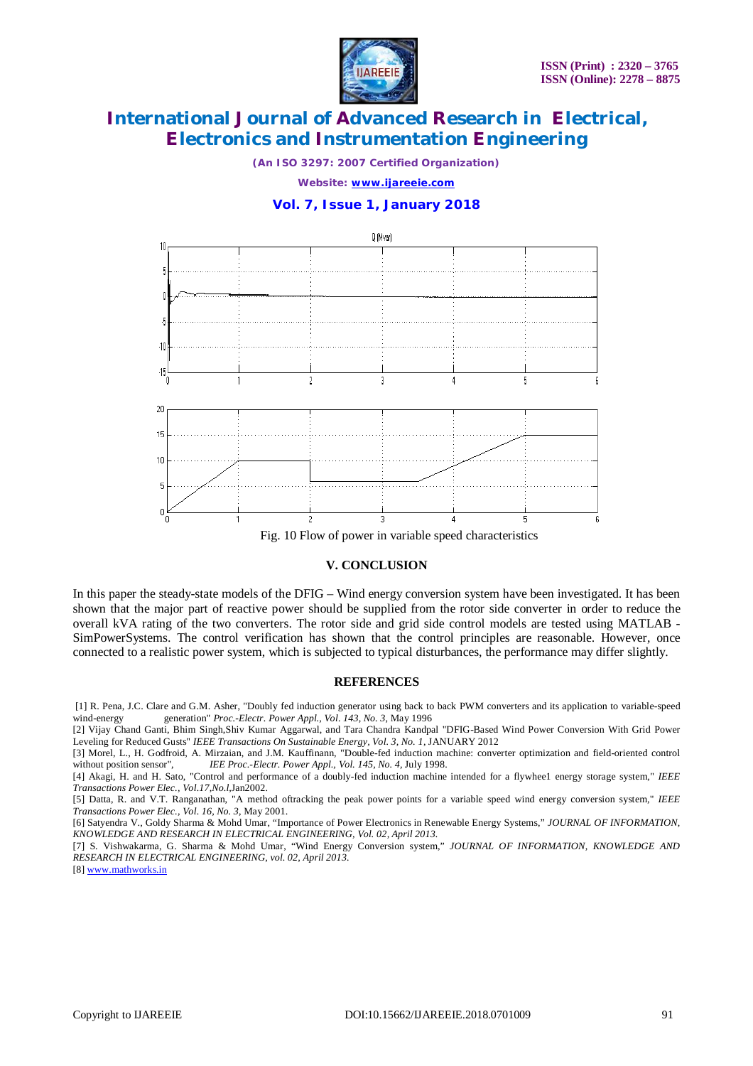Q [Mvar]

10
5
0
-5
-10
-15
0 1 2 3 4 5 6

20
15
10
5
0
0 1 2 3 4 5 6

Fig. 10 Flow of power in variable speed characteristics

## V. CONCLUSION

In this paper the steady-state models of the DFIG – Wind energy conversion system have been investigated. It has been shown that the major part of reactive power should be supplied from the rotor side converter in order to reduce the overall kVA rating of the two converters. The rotor side and grid side control models are tested using MATLAB - SimPowerSystems. The control verification has shown that the control principles are reasonable. However, once connected to a realistic power system, which is subjected to typical disturbances, the performance may differ slightly.

## REFERENCES

[1] R. Pena, J.C. Clare and G.M. Asher, "Doubly fed induction generator using back to back PWM converters and its application to variable-speed wind-energy generation" *Proc.-Electr. Power Appl., Vol. 143, No. 3*, May 1996

[2] Vijay Chand Ganti, Bhim Singh,Shiv Kumar Aggarwal, and Tara Chandra Kandpal "DFIG-Based Wind Power Conversion With Grid Power Leveling for Reduced Gusts" *IEEE Transactions On Sustainable Energy, Vol. 3, No. 1*, JANUARY 2012

[3] Morel, L., H. Godfroid, A. Mirzaian, and J.M. Kauffinann, "Double-fed induction machine: converter optimization and field-oriented control without position sensor", *IEE Proc.-Electr. Power Appl., Vol. 145, No. 4*, July 1998.

[4] Akagi, H. and H. Sato, "Control and performance of a doubly-fed induction machine intended for a flywhee1 energy storage system," *IEEE Transactions Power Elec., Vol.17,No.l*,Jan2002.

[5] Datta, R. and V.T. Ranganathan, "A method oftracking the peak power points for a variable speed wind energy conversion system," *IEEE Transactions Power Elec., Vol. 16, No. 3*, May 2001.

[6] Satyendra V., Goldy Sharma & Mohd Umar, "Importance of Power Electronics in Renewable Energy Systems," *JOURNAL OF INFORMATION, KNOWLEDGE AND RESEARCH IN ELECTRICAL ENGINEERING, Vol. 02, April 2013.*

[7] S. Vishwakarma, G. Sharma & Mohd Umar, "Wind Energy Conversion system," *JOURNAL OF INFORMATION, KNOWLEDGE AND RESEARCH IN ELECTRICAL ENGINEERING, vol. 02, April 2013.*

[8] www.mathworks.in